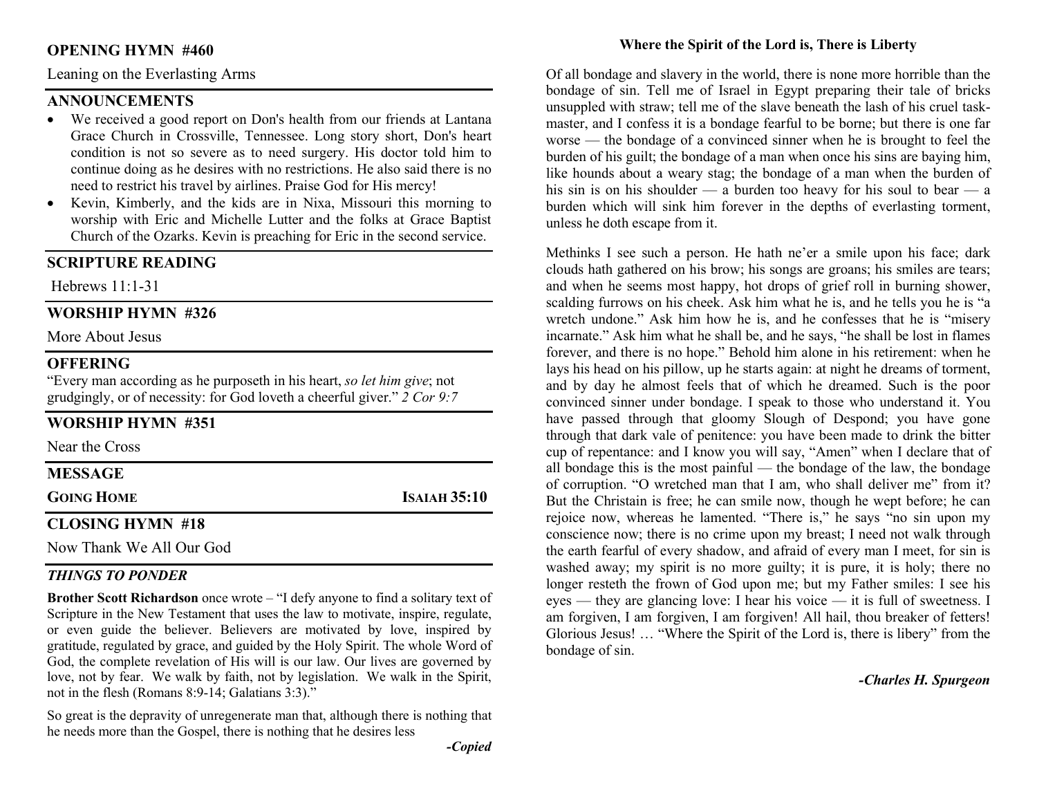## OPENING HYMN #460

Leaning on the Everlasting Arms

## ANNOUNCEMENTS

- We received a good report on Don's health from our friends at Lantana Grace Church in Crossville, Tennessee. Long story short, Don's heart condition is not so severe as to need surgery. His doctor told him to continue doing as he desires with no restrictions. He also said there is no need to restrict his travel by airlines. Praise God for His mercy!
- Kevin, Kimberly, and the kids are in Nixa, Missouri this morning to worship with Eric and Michelle Lutter and the folks at Grace Baptist Church of the Ozarks. Kevin is preaching for Eric in the second service.

## SCRIPTURE READING

Hebrews 11:1-31

## WORSHIP HYMN #326

More About Jesus

## OFFERING

"Every man according as he purposeth in his heart, *so let him give*; not grudgingly, or of necessity: for God loveth a cheerful giver." *2 Cor 9:7*

## WORSHIP HYMN #351

Near the Cross

## MESSAGE

**GOING HOME** — **ISAIAH 35:10**

## CLOSING HYMN #18

Now Thank We All Our God

## *THINGS TO PONDER*

**Brother Scott Richardson** once wrote – "I defy anyone to find a solitary text of Scripture in the New Testament that uses the law to motivate, inspire, regulate, or even guide the believer. Believers are motivated by love, inspired by gratitude, regulated by grace, and guided by the Holy Spirit. The whole Word of God, the complete revelation of His will is our law. Our lives are governed by love, not by fear. We walk by faith, not by legislation. We walk in the Spirit, not in the flesh (Romans 8:9-14; Galatians 3:3)."

So great is the depravity of unregenerate man that, although there is nothing that he needs more than the Gospel, there is nothing that he desires less

***-Copied***

### Where the Spirit of the Lord is, There is Liberty

Of all bondage and slavery in the world, there is none more horrible than the bondage of sin. Tell me of Israel in Egypt preparing their tale of bricks unsuppled with straw; tell me of the slave beneath the lash of his cruel task-master, and I confess it is a bondage fearful to be borne; but there is one far worse — the bondage of a convinced sinner when he is brought to feel the burden of his guilt; the bondage of a man when once his sins are baying him, like hounds about a weary stag; the bondage of a man when the burden of his sin is on his shoulder — a burden too heavy for his soul to bear — a burden which will sink him forever in the depths of everlasting torment, unless he doth escape from it.

Methinks I see such a person. He hath ne'er a smile upon his face; dark clouds hath gathered on his brow; his songs are groans; his smiles are tears; and when he seems most happy, hot drops of grief roll in burning shower, scalding furrows on his cheek. Ask him what he is, and he tells you he is "a wretch undone." Ask him how he is, and he confesses that he is "misery incarnate." Ask him what he shall be, and he says, "he shall be lost in flames forever, and there is no hope." Behold him alone in his retirement: when he lays his head on his pillow, up he starts again: at night he dreams of torment, and by day he almost feels that of which he dreamed. Such is the poor convinced sinner under bondage. I speak to those who understand it. You have passed through that gloomy Slough of Despond; you have gone through that dark vale of penitence: you have been made to drink the bitter cup of repentance: and I know you will say, "Amen" when I declare that of all bondage this is the most painful — the bondage of the law, the bondage of corruption. "O wretched man that I am, who shall deliver me" from it? But the Christain is free; he can smile now, though he wept before; he can rejoice now, whereas he lamented. "There is," he says "no sin upon my conscience now; there is no crime upon my breast; I need not walk through the earth fearful of every shadow, and afraid of every man I meet, for sin is washed away; my spirit is no more guilty; it is pure, it is holy; there no longer resteth the frown of God upon me; but my Father smiles: I see his eyes — they are glancing love: I hear his voice — it is full of sweetness. I am forgiven, I am forgiven, I am forgiven! All hail, thou breaker of fetters! Glorious Jesus! … "Where the Spirit of the Lord is, there is libery" from the bondage of sin.

***-Charles H. Spurgeon***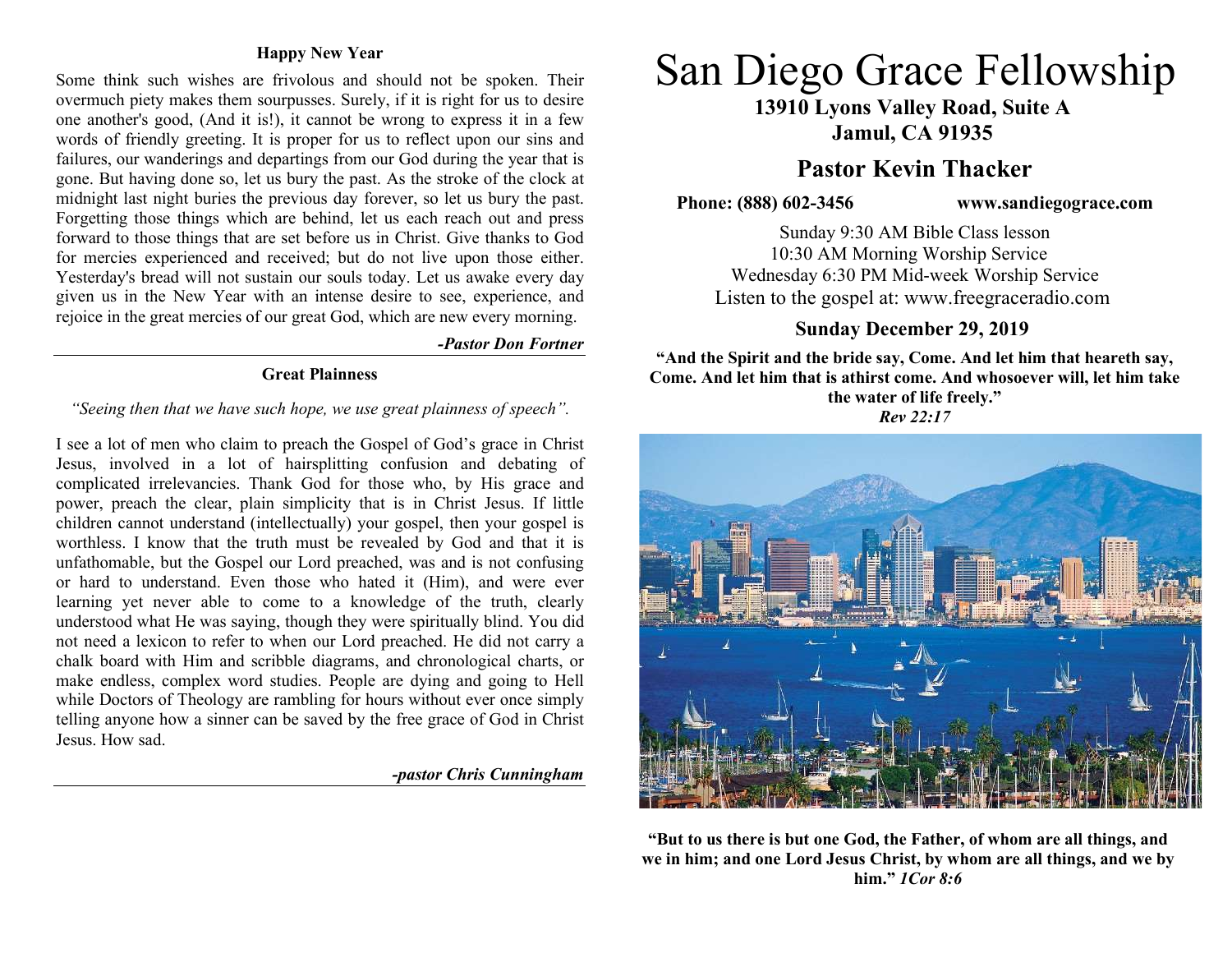### Happy New Year

Some think such wishes are frivolous and should not be spoken. Their overmuch piety makes them sourpusses. Surely, if it is right for us to desire one another's good, (And it is!), it cannot be wrong to express it in a few words of friendly greeting. It is proper for us to reflect upon our sins and failures, our wanderings and departings from our God during the year that is gone. But having done so, let us bury the past. As the stroke of the clock at midnight last night buries the previous day forever, so let us bury the past. Forgetting those things which are behind, let us each reach out and press forward to those things that are set before us in Christ. Give thanks to God for mercies experienced and received; but do not live upon those either. Yesterday's bread will not sustain our souls today. Let us awake every day given us in the New Year with an intense desire to see, experience, and rejoice in the great mercies of our great God, which are new every morning.

***-Pastor Don Fortner***

---

### Great Plainness

*"Seeing then that we have such hope, we use great plainness of speech".*

I see a lot of men who claim to preach the Gospel of God's grace in Christ Jesus, involved in a lot of hairsplitting confusion and debating of complicated irrelevancies. Thank God for those who, by His grace and power, preach the clear, plain simplicity that is in Christ Jesus. If little children cannot understand (intellectually) your gospel, then your gospel is worthless. I know that the truth must be revealed by God and that it is unfathomable, but the Gospel our Lord preached, was and is not confusing or hard to understand. Even those who hated it (Him), and were ever learning yet never able to come to a knowledge of the truth, clearly understood what He was saying, though they were spiritually blind. You did not need a lexicon to refer to when our Lord preached. He did not carry a chalk board with Him and scribble diagrams, and chronological charts, or make endless, complex word studies. People are dying and going to Hell while Doctors of Theology are rambling for hours without ever once simply telling anyone how a sinner can be saved by the free grace of God in Christ Jesus. How sad.

***-pastor Chris Cunningham***

---

# San Diego Grace Fellowship

**13910 Lyons Valley Road, Suite A**
**Jamul, CA 91935**

## Pastor Kevin Thacker

**Phone: (888) 602-3456** **www.sandiegograce.com**

Sunday 9:30 AM Bible Class lesson
10:30 AM Morning Worship Service
Wednesday 6:30 PM Mid-week Worship Service
Listen to the gospel at: www.freegraceradio.com

### Sunday December 29, 2019

**"And the Spirit and the bride say, Come. And let him that heareth say, Come. And let him that is athirst come. And whosoever will, let him take the water of life freely."**
***Rev 22:17***

**"But to us there is but one God, the Father, of whom are all things, and we in him; and one Lord Jesus Christ, by whom are all things, and we by him."** ***1Cor 8:6***